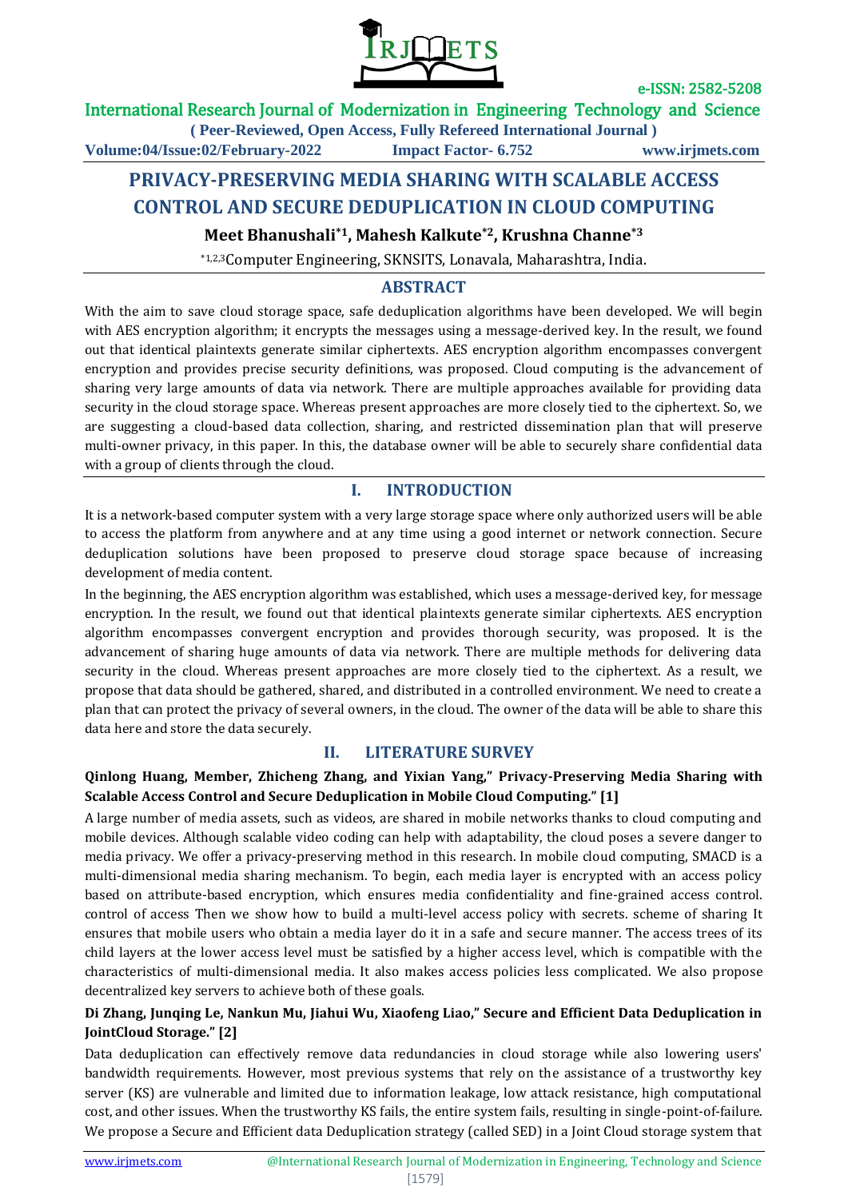# PRIVACY-PRESERVING MEDIA SHARING WITH SCALABLE ACCESS CONTROL AND SECURE DEDUPLICATION IN CLOUD COMPUTING

**Meet Bhanushali*1, Mahesh Kalkute*2, Krushna Channe*3**

*1,2,3Computer Engineering, SKNSITS, Lonavala, Maharashtra, India.

## ABSTRACT

With the aim to save cloud storage space, safe deduplication algorithms have been developed. We will begin with AES encryption algorithm; it encrypts the messages using a message-derived key. In the result, we found out that identical plaintexts generate similar ciphertexts. AES encryption algorithm encompasses convergent encryption and provides precise security definitions, was proposed. Cloud computing is the advancement of sharing very large amounts of data via network. There are multiple approaches available for providing data security in the cloud storage space. Whereas present approaches are more closely tied to the ciphertext. So, we are suggesting a cloud-based data collection, sharing, and restricted dissemination plan that will preserve multi-owner privacy, in this paper. In this, the database owner will be able to securely share confidential data with a group of clients through the cloud.

## I. INTRODUCTION

It is a network-based computer system with a very large storage space where only authorized users will be able to access the platform from anywhere and at any time using a good internet or network connection. Secure deduplication solutions have been proposed to preserve cloud storage space because of increasing development of media content.

In the beginning, the AES encryption algorithm was established, which uses a message-derived key, for message encryption. In the result, we found out that identical plaintexts generate similar ciphertexts. AES encryption algorithm encompasses convergent encryption and provides thorough security, was proposed. It is the advancement of sharing huge amounts of data via network. There are multiple methods for delivering data security in the cloud. Whereas present approaches are more closely tied to the ciphertext. As a result, we propose that data should be gathered, shared, and distributed in a controlled environment. We need to create a plan that can protect the privacy of several owners, in the cloud. The owner of the data will be able to share this data here and store the data securely.

## II. LITERATURE SURVEY

**Qinlong Huang, Member, Zhicheng Zhang, and Yixian Yang," Privacy-Preserving Media Sharing with Scalable Access Control and Secure Deduplication in Mobile Cloud Computing." [1]**

A large number of media assets, such as videos, are shared in mobile networks thanks to cloud computing and mobile devices. Although scalable video coding can help with adaptability, the cloud poses a severe danger to media privacy. We offer a privacy-preserving method in this research. In mobile cloud computing, SMACD is a multi-dimensional media sharing mechanism. To begin, each media layer is encrypted with an access policy based on attribute-based encryption, which ensures media confidentiality and fine-grained access control. control of access Then we show how to build a multi-level access policy with secrets. scheme of sharing It ensures that mobile users who obtain a media layer do it in a safe and secure manner. The access trees of its child layers at the lower access level must be satisfied by a higher access level, which is compatible with the characteristics of multi-dimensional media. It also makes access policies less complicated. We also propose decentralized key servers to achieve both of these goals.

**Di Zhang, Junqing Le, Nankun Mu, Jiahui Wu, Xiaofeng Liao," Secure and Efficient Data Deduplication in JointCloud Storage." [2]**

Data deduplication can effectively remove data redundancies in cloud storage while also lowering users' bandwidth requirements. However, most previous systems that rely on the assistance of a trustworthy key server (KS) are vulnerable and limited due to information leakage, low attack resistance, high computational cost, and other issues. When the trustworthy KS fails, the entire system fails, resulting in single-point-of-failure. We propose a Secure and Efficient data Deduplication strategy (called SED) in a Joint Cloud storage system that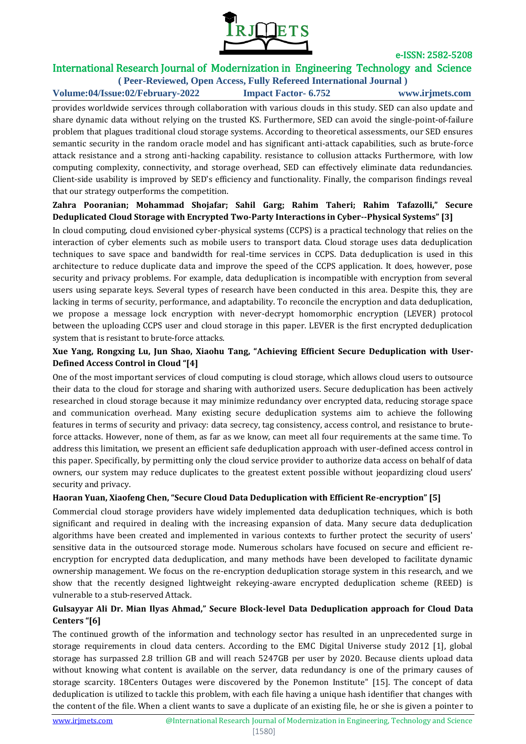provides worldwide services through collaboration with various clouds in this study. SED can also update and share dynamic data without relying on the trusted KS. Furthermore, SED can avoid the single-point-of-failure problem that plagues traditional cloud storage systems. According to theoretical assessments, our SED ensures semantic security in the random oracle model and has significant anti-attack capabilities, such as brute-force attack resistance and a strong anti-hacking capability. resistance to collusion attacks Furthermore, with low computing complexity, connectivity, and storage overhead, SED can effectively eliminate data redundancies. Client-side usability is improved by SED's efficiency and functionality. Finally, the comparison findings reveal that our strategy outperforms the competition.

**Zahra Pooranian; Mohammad Shojafar; Sahil Garg; Rahim Taheri; Rahim Tafazolli," Secure Deduplicated Cloud Storage with Encrypted Two-Party Interactions in Cyber--Physical Systems" [3]**

In cloud computing, cloud envisioned cyber-physical systems (CCPS) is a practical technology that relies on the interaction of cyber elements such as mobile users to transport data. Cloud storage uses data deduplication techniques to save space and bandwidth for real-time services in CCPS. Data deduplication is used in this architecture to reduce duplicate data and improve the speed of the CCPS application. It does, however, pose security and privacy problems. For example, data deduplication is incompatible with encryption from several users using separate keys. Several types of research have been conducted in this area. Despite this, they are lacking in terms of security, performance, and adaptability. To reconcile the encryption and data deduplication, we propose a message lock encryption with never-decrypt homomorphic encryption (LEVER) protocol between the uploading CCPS user and cloud storage in this paper. LEVER is the first encrypted deduplication system that is resistant to brute-force attacks.

**Xue Yang, Rongxing Lu, Jun Shao, Xiaohu Tang, "Achieving Efficient Secure Deduplication with User-Defined Access Control in Cloud "[4]**

One of the most important services of cloud computing is cloud storage, which allows cloud users to outsource their data to the cloud for storage and sharing with authorized users. Secure deduplication has been actively researched in cloud storage because it may minimize redundancy over encrypted data, reducing storage space and communication overhead. Many existing secure deduplication systems aim to achieve the following features in terms of security and privacy: data secrecy, tag consistency, access control, and resistance to brute-force attacks. However, none of them, as far as we know, can meet all four requirements at the same time. To address this limitation, we present an efficient safe deduplication approach with user-defined access control in this paper. Specifically, by permitting only the cloud service provider to authorize data access on behalf of data owners, our system may reduce duplicates to the greatest extent possible without jeopardizing cloud users' security and privacy.

**Haoran Yuan, Xiaofeng Chen, "Secure Cloud Data Deduplication with Efficient Re-encryption" [5]**

Commercial cloud storage providers have widely implemented data deduplication techniques, which is both significant and required in dealing with the increasing expansion of data. Many secure data deduplication algorithms have been created and implemented in various contexts to further protect the security of users' sensitive data in the outsourced storage mode. Numerous scholars have focused on secure and efficient re-encryption for encrypted data deduplication, and many methods have been developed to facilitate dynamic ownership management. We focus on the re-encryption deduplication storage system in this research, and we show that the recently designed lightweight rekeying-aware encrypted deduplication scheme (REED) is vulnerable to a stub-reserved Attack.

**Gulsayyar Ali Dr. Mian Ilyas Ahmad," Secure Block-level Data Deduplication approach for Cloud Data Centers "[6]**

The continued growth of the information and technology sector has resulted in an unprecedented surge in storage requirements in cloud data centers. According to the EMC Digital Universe study 2012 [1], global storage has surpassed 2.8 trillion GB and will reach 5247GB per user by 2020. Because clients upload data without knowing what content is available on the server, data redundancy is one of the primary causes of storage scarcity. 18Centers Outages were discovered by the Ponemon Institute" [15]. The concept of data deduplication is utilized to tackle this problem, with each file having a unique hash identifier that changes with the content of the file. When a client wants to save a duplicate of an existing file, he or she is given a pointer to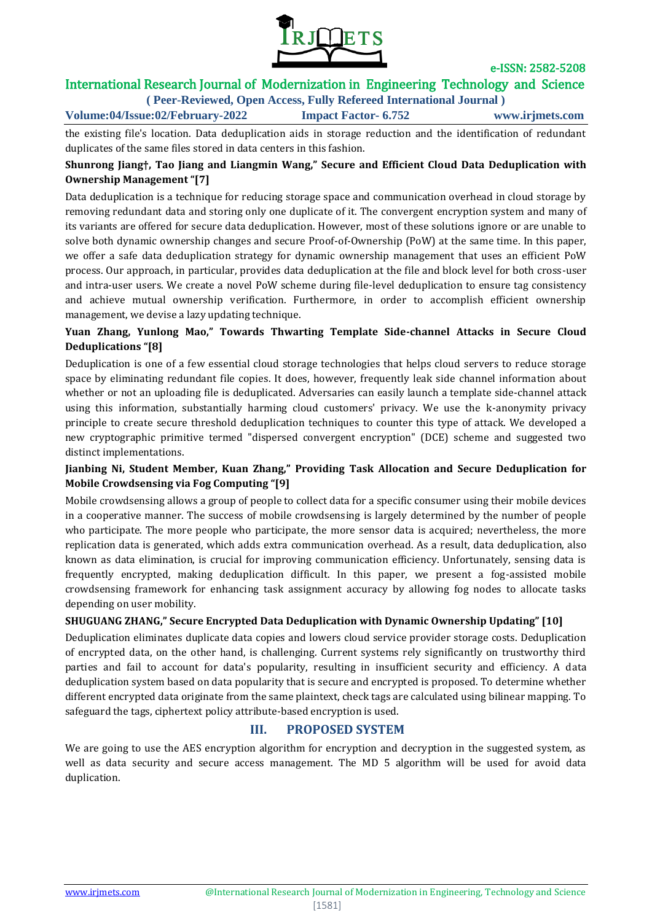the existing file's location. Data deduplication aids in storage reduction and the identification of redundant duplicates of the same files stored in data centers in this fashion.

**Shunrong Jiang†, Tao Jiang and Liangmin Wang," Secure and Efficient Cloud Data Deduplication with Ownership Management "[7]**

Data deduplication is a technique for reducing storage space and communication overhead in cloud storage by removing redundant data and storing only one duplicate of it. The convergent encryption system and many of its variants are offered for secure data deduplication. However, most of these solutions ignore or are unable to solve both dynamic ownership changes and secure Proof-of-Ownership (PoW) at the same time. In this paper, we offer a safe data deduplication strategy for dynamic ownership management that uses an efficient PoW process. Our approach, in particular, provides data deduplication at the file and block level for both cross-user and intra-user users. We create a novel PoW scheme during file-level deduplication to ensure tag consistency and achieve mutual ownership verification. Furthermore, in order to accomplish efficient ownership management, we devise a lazy updating technique.

**Yuan Zhang, Yunlong Mao," Towards Thwarting Template Side-channel Attacks in Secure Cloud Deduplications "[8]**

Deduplication is one of a few essential cloud storage technologies that helps cloud servers to reduce storage space by eliminating redundant file copies. It does, however, frequently leak side channel information about whether or not an uploading file is deduplicated. Adversaries can easily launch a template side-channel attack using this information, substantially harming cloud customers' privacy. We use the k-anonymity privacy principle to create secure threshold deduplication techniques to counter this type of attack. We developed a new cryptographic primitive termed "dispersed convergent encryption" (DCE) scheme and suggested two distinct implementations.

**Jianbing Ni, Student Member, Kuan Zhang," Providing Task Allocation and Secure Deduplication for Mobile Crowdsensing via Fog Computing "[9]**

Mobile crowdsensing allows a group of people to collect data for a specific consumer using their mobile devices in a cooperative manner. The success of mobile crowdsensing is largely determined by the number of people who participate. The more people who participate, the more sensor data is acquired; nevertheless, the more replication data is generated, which adds extra communication overhead. As a result, data deduplication, also known as data elimination, is crucial for improving communication efficiency. Unfortunately, sensing data is frequently encrypted, making deduplication difficult. In this paper, we present a fog-assisted mobile crowdsensing framework for enhancing task assignment accuracy by allowing fog nodes to allocate tasks depending on user mobility.

**SHUGUANG ZHANG," Secure Encrypted Data Deduplication with Dynamic Ownership Updating" [10]**

Deduplication eliminates duplicate data copies and lowers cloud service provider storage costs. Deduplication of encrypted data, on the other hand, is challenging. Current systems rely significantly on trustworthy third parties and fail to account for data's popularity, resulting in insufficient security and efficiency. A data deduplication system based on data popularity that is secure and encrypted is proposed. To determine whether different encrypted data originate from the same plaintext, check tags are calculated using bilinear mapping. To safeguard the tags, ciphertext policy attribute-based encryption is used.

## III. PROPOSED SYSTEM

We are going to use the AES encryption algorithm for encryption and decryption in the suggested system, as well as data security and secure access management. The MD 5 algorithm will be used for avoid data duplication.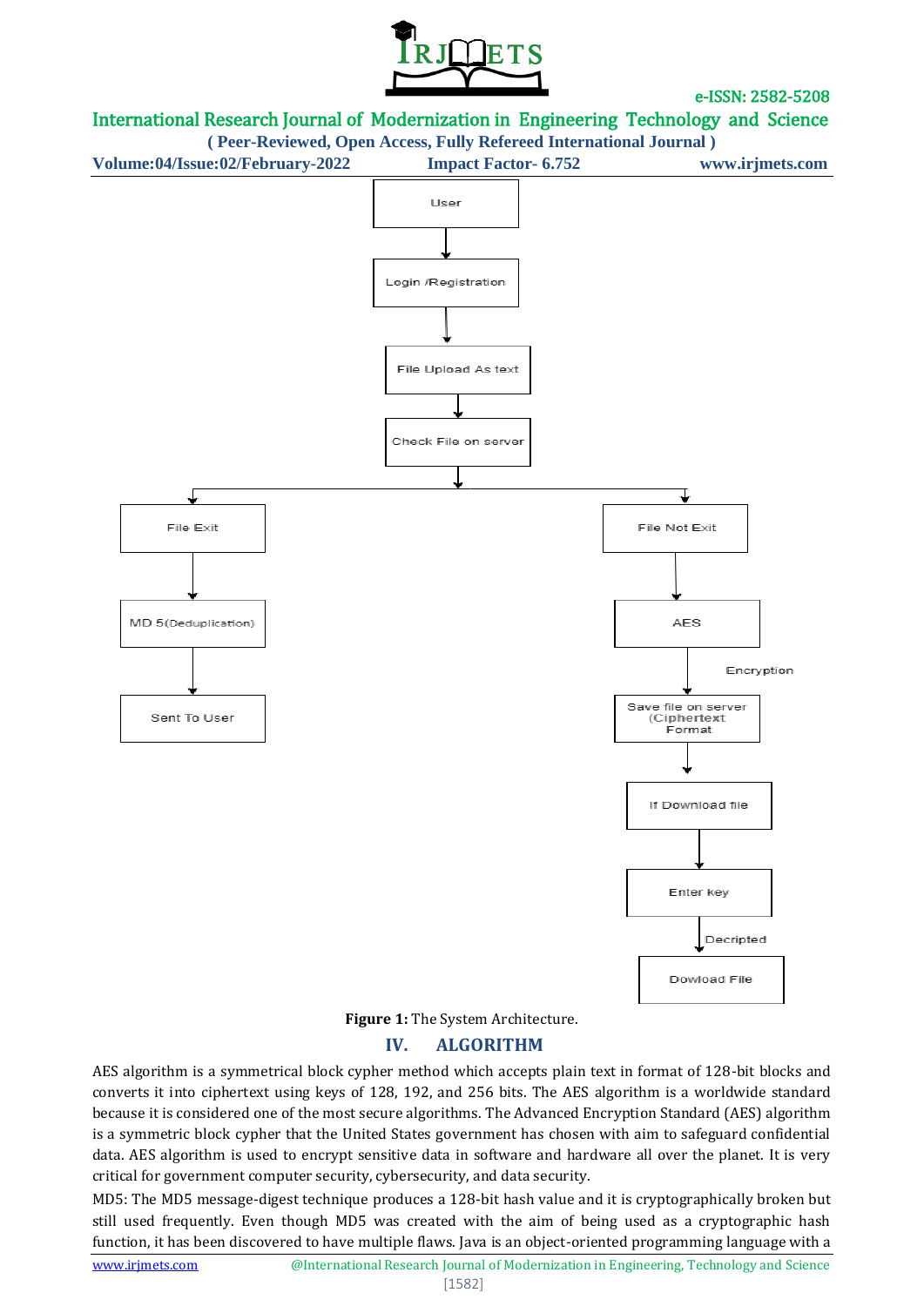User

Login /Registration

File Upload As text

Check File on server

File Exit

MD 5(Deduplication)

Sent To User

File Not Exit

AES

Encryption

Save file on server (Ciphertext Format

If Download file

Enter key

Decripted

Dowload File

**Figure 1:** The System Architecture.

## IV. ALGORITHM

AES algorithm is a symmetrical block cypher method which accepts plain text in format of 128-bit blocks and converts it into ciphertext using keys of 128, 192, and 256 bits. The AES algorithm is a worldwide standard because it is considered one of the most secure algorithms. The Advanced Encryption Standard (AES) algorithm is a symmetric block cypher that the United States government has chosen with aim to safeguard confidential data. AES algorithm is used to encrypt sensitive data in software and hardware all over the planet. It is very critical for government computer security, cybersecurity, and data security.

MD5: The MD5 message-digest technique produces a 128-bit hash value and it is cryptographically broken but still used frequently. Even though MD5 was created with the aim of being used as a cryptographic hash function, it has been discovered to have multiple flaws. Java is an object-oriented programming language with a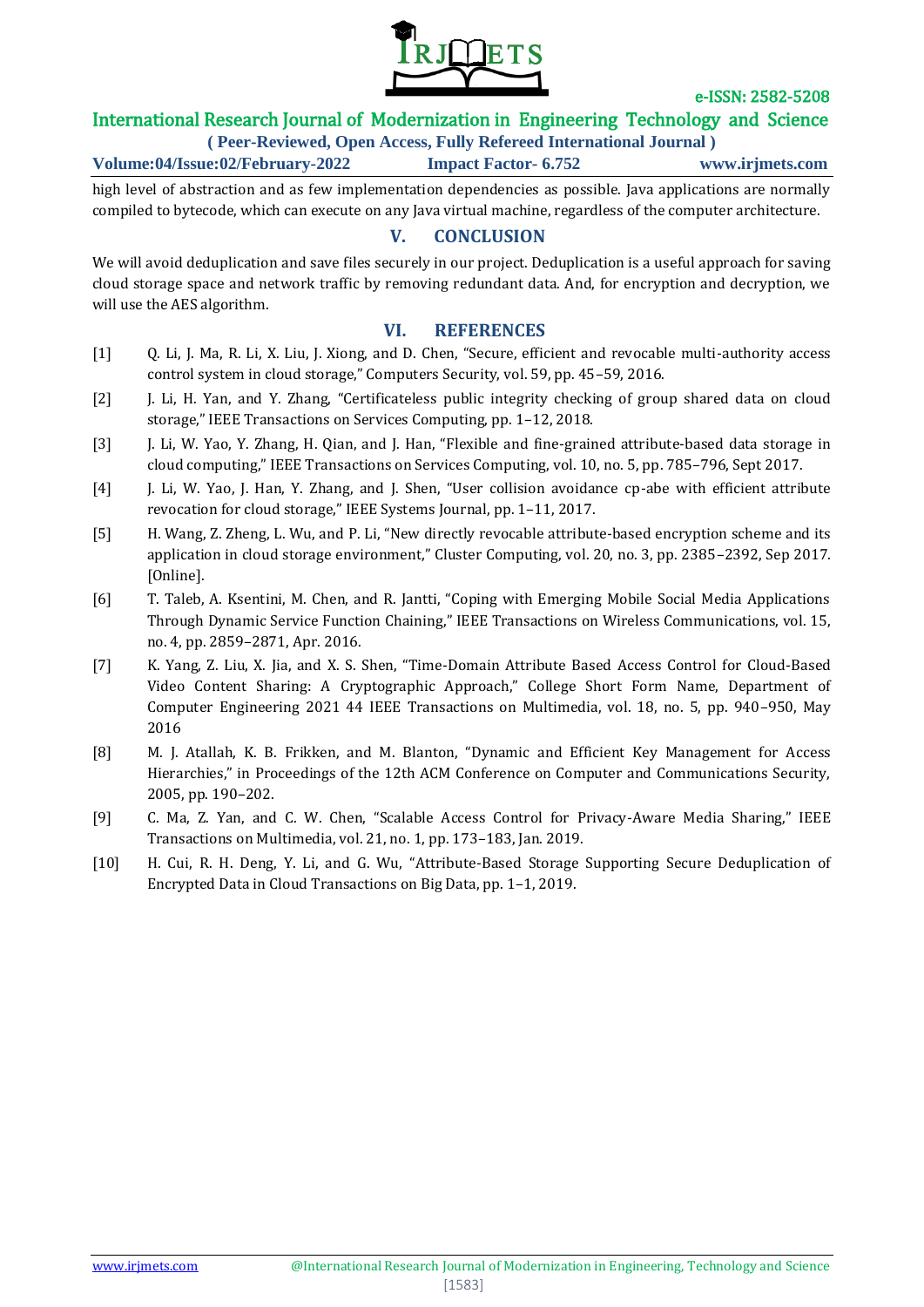high level of abstraction and as few implementation dependencies as possible. Java applications are normally compiled to bytecode, which can execute on any Java virtual machine, regardless of the computer architecture.

## V. CONCLUSION

We will avoid deduplication and save files securely in our project. Deduplication is a useful approach for saving cloud storage space and network traffic by removing redundant data. And, for encryption and decryption, we will use the AES algorithm.

## VI. REFERENCES

[1] Q. Li, J. Ma, R. Li, X. Liu, J. Xiong, and D. Chen, "Secure, efficient and revocable multi-authority access control system in cloud storage," Computers Security, vol. 59, pp. 45–59, 2016.

[2] J. Li, H. Yan, and Y. Zhang, "Certificateless public integrity checking of group shared data on cloud storage," IEEE Transactions on Services Computing, pp. 1–12, 2018.

[3] J. Li, W. Yao, Y. Zhang, H. Qian, and J. Han, "Flexible and fine-grained attribute-based data storage in cloud computing," IEEE Transactions on Services Computing, vol. 10, no. 5, pp. 785–796, Sept 2017.

[4] J. Li, W. Yao, J. Han, Y. Zhang, and J. Shen, "User collision avoidance cp-abe with efficient attribute revocation for cloud storage," IEEE Systems Journal, pp. 1–11, 2017.

[5] H. Wang, Z. Zheng, L. Wu, and P. Li, "New directly revocable attribute-based encryption scheme and its application in cloud storage environment," Cluster Computing, vol. 20, no. 3, pp. 2385–2392, Sep 2017. [Online].

[6] T. Taleb, A. Ksentini, M. Chen, and R. Jantti, "Coping with Emerging Mobile Social Media Applications Through Dynamic Service Function Chaining," IEEE Transactions on Wireless Communications, vol. 15, no. 4, pp. 2859–2871, Apr. 2016.

[7] K. Yang, Z. Liu, X. Jia, and X. S. Shen, "Time-Domain Attribute Based Access Control for Cloud-Based Video Content Sharing: A Cryptographic Approach," College Short Form Name, Department of Computer Engineering 2021 44 IEEE Transactions on Multimedia, vol. 18, no. 5, pp. 940–950, May 2016

[8] M. J. Atallah, K. B. Frikken, and M. Blanton, "Dynamic and Efficient Key Management for Access Hierarchies," in Proceedings of the 12th ACM Conference on Computer and Communications Security, 2005, pp. 190–202.

[9] C. Ma, Z. Yan, and C. W. Chen, "Scalable Access Control for Privacy-Aware Media Sharing," IEEE Transactions on Multimedia, vol. 21, no. 1, pp. 173–183, Jan. 2019.

[10] H. Cui, R. H. Deng, Y. Li, and G. Wu, "Attribute-Based Storage Supporting Secure Deduplication of Encrypted Data in Cloud Transactions on Big Data, pp. 1–1, 2019.